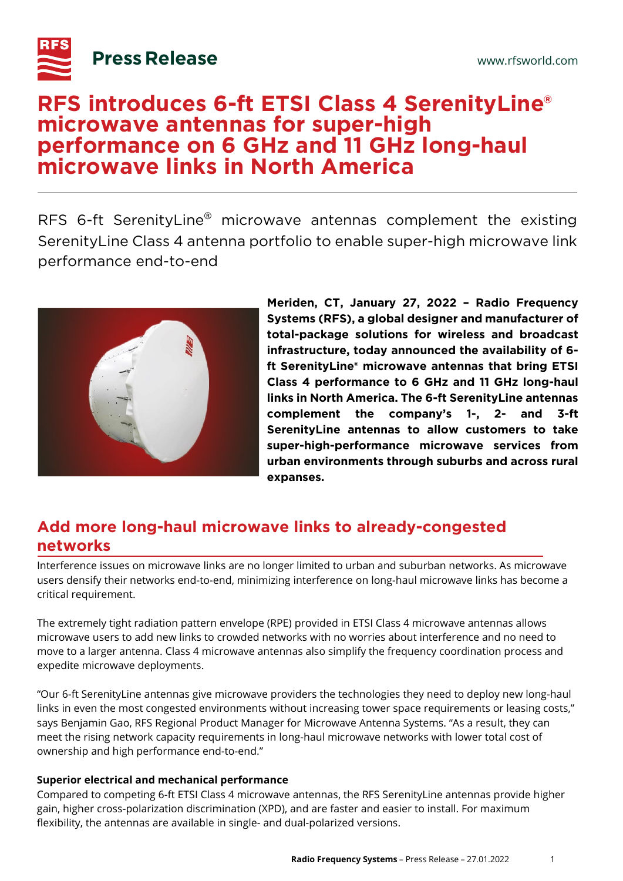**Press Release**

www.rfsworld.com

# RFS introduces 6-ft ETSI Class 4 SerenityLine® microwave antennas for super-high performance on 6 GHz and 11 GHz long-haul microwave links in North America

RFS 6-ft SerenityLine® microwave antennas complement the existing SerenityLine Class 4 antenna portfolio to enable super-high microwave link performance end-to-end

**Meriden, CT, January 27, 2022 – Radio Frequency Systems (RFS), a global designer and manufacturer of total-package solutions for wireless and broadcast infrastructure, today announced the availability of 6-ft SerenityLine® microwave antennas that bring ETSI Class 4 performance to 6 GHz and 11 GHz long-haul links in North America. The 6-ft SerenityLine antennas complement the company's 1-, 2- and 3-ft SerenityLine antennas to allow customers to take super-high-performance microwave services from urban environments through suburbs and across rural expanses.**

## Add more long-haul microwave links to already-congested networks

Interference issues on microwave links are no longer limited to urban and suburban networks. As microwave users densify their networks end-to-end, minimizing interference on long-haul microwave links has become a critical requirement.

The extremely tight radiation pattern envelope (RPE) provided in ETSI Class 4 microwave antennas allows microwave users to add new links to crowded networks with no worries about interference and no need to move to a larger antenna. Class 4 microwave antennas also simplify the frequency coordination process and expedite microwave deployments.

"Our 6-ft SerenityLine antennas give microwave providers the technologies they need to deploy new long-haul links in even the most congested environments without increasing tower space requirements or leasing costs," says Benjamin Gao, RFS Regional Product Manager for Microwave Antenna Systems. "As a result, they can meet the rising network capacity requirements in long-haul microwave networks with lower total cost of ownership and high performance end-to-end."

### Superior electrical and mechanical performance

Compared to competing 6-ft ETSI Class 4 microwave antennas, the RFS SerenityLine antennas provide higher gain, higher cross-polarization discrimination (XPD), and are faster and easier to install. For maximum flexibility, the antennas are available in single- and dual-polarized versions.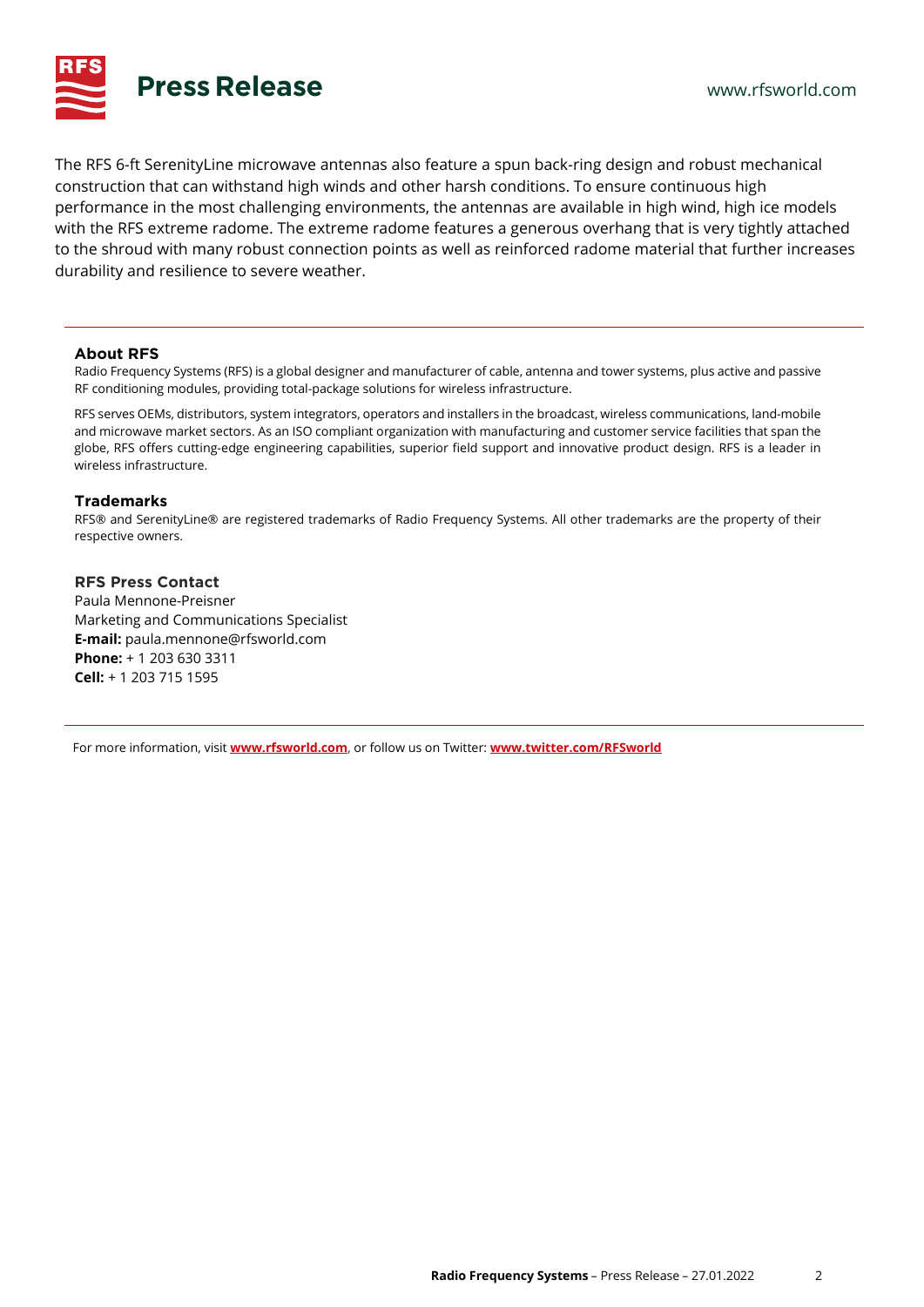The RFS 6-ft SerenityLine microwave antennas also feature a spun back-ring design and robust mechanical construction that can withstand high winds and other harsh conditions. To ensure continuous high performance in the most challenging environments, the antennas are available in high wind, high ice models with the RFS extreme radome. The extreme radome features a generous overhang that is very tightly attached to the shroud with many robust connection points as well as reinforced radome material that further increases durability and resilience to severe weather.

---

### About RFS

Radio Frequency Systems (RFS) is a global designer and manufacturer of cable, antenna and tower systems, plus active and passive RF conditioning modules, providing total-package solutions for wireless infrastructure.

RFS serves OEMs, distributors, system integrators, operators and installers in the broadcast, wireless communications, land-mobile and microwave market sectors. As an ISO compliant organization with manufacturing and customer service facilities that span the globe, RFS offers cutting-edge engineering capabilities, superior field support and innovative product design. RFS is a leader in wireless infrastructure.

### Trademarks

RFS® and SerenityLine® are registered trademarks of Radio Frequency Systems. All other trademarks are the property of their respective owners.

### RFS Press Contact

Paula Mennone-Preisner
Marketing and Communications Specialist
**E-mail:** paula.mennone@rfsworld.com
**Phone:** + 1 203 630 3311
**Cell:** + 1 203 715 1595

---

For more information, visit **www.rfsworld.com**, or follow us on Twitter: **www.twitter.com/RFSworld**